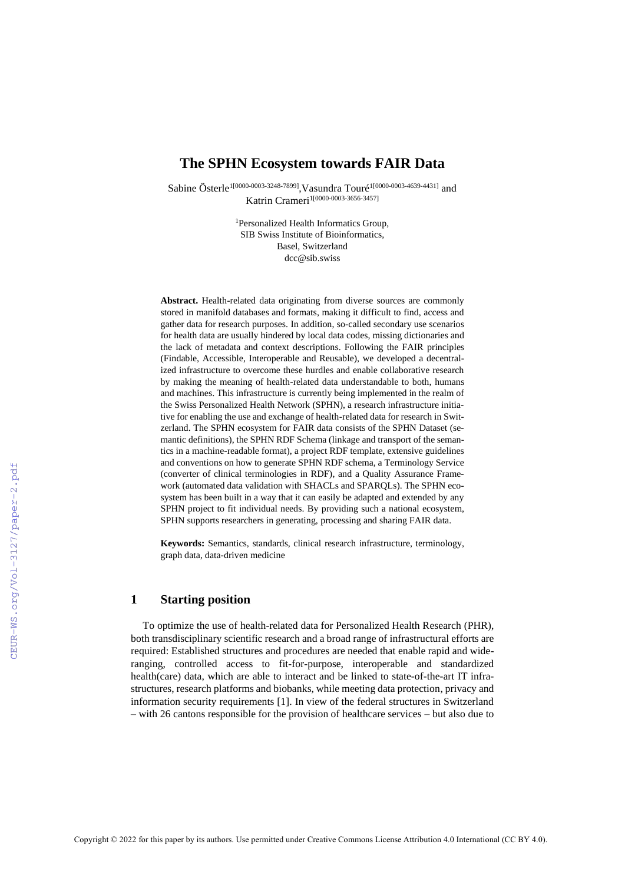# The SPHN Ecosystem towards FAIR Data

Sabine Österle[1[0000-0003-3248-7899]], Vasundra Touré[1[0000-0003-4639-4431]] and Katrin Crameri[1[0000-0003-3656-3457]]

[1]Personalized Health Informatics Group, SIB Swiss Institute of Bioinformatics, Basel, Switzerland
dcc@sib.swiss

**Abstract.** Health-related data originating from diverse sources are commonly stored in manifold databases and formats, making it difficult to find, access and gather data for research purposes. In addition, so-called secondary use scenarios for health data are usually hindered by local data codes, missing dictionaries and the lack of metadata and context descriptions. Following the FAIR principles (Findable, Accessible, Interoperable and Reusable), we developed a decentralized infrastructure to overcome these hurdles and enable collaborative research by making the meaning of health-related data understandable to both, humans and machines. This infrastructure is currently being implemented in the realm of the Swiss Personalized Health Network (SPHN), a research infrastructure initiative for enabling the use and exchange of health-related data for research in Switzerland. The SPHN ecosystem for FAIR data consists of the SPHN Dataset (semantic definitions), the SPHN RDF Schema (linkage and transport of the semantics in a machine-readable format), a project RDF template, extensive guidelines and conventions on how to generate SPHN RDF schema, a Terminology Service (converter of clinical terminologies in RDF), and a Quality Assurance Framework (automated data validation with SHACLs and SPARQLs). The SPHN ecosystem has been built in a way that it can easily be adapted and extended by any SPHN project to fit individual needs. By providing such a national ecosystem, SPHN supports researchers in generating, processing and sharing FAIR data.

**Keywords:** Semantics, standards, clinical research infrastructure, terminology, graph data, data-driven medicine

## 1 Starting position

To optimize the use of health-related data for Personalized Health Research (PHR), both transdisciplinary scientific research and a broad range of infrastructural efforts are required: Established structures and procedures are needed that enable rapid and wide-ranging, controlled access to fit-for-purpose, interoperable and standardized health(care) data, which are able to interact and be linked to state-of-the-art IT infrastructures, research platforms and biobanks, while meeting data protection, privacy and information security requirements [1]. In view of the federal structures in Switzerland – with 26 cantons responsible for the provision of healthcare services – but also due to

Copyright © 2022 for this paper by its authors. Use permitted under Creative Commons License Attribution 4.0 International (CC BY 4.0).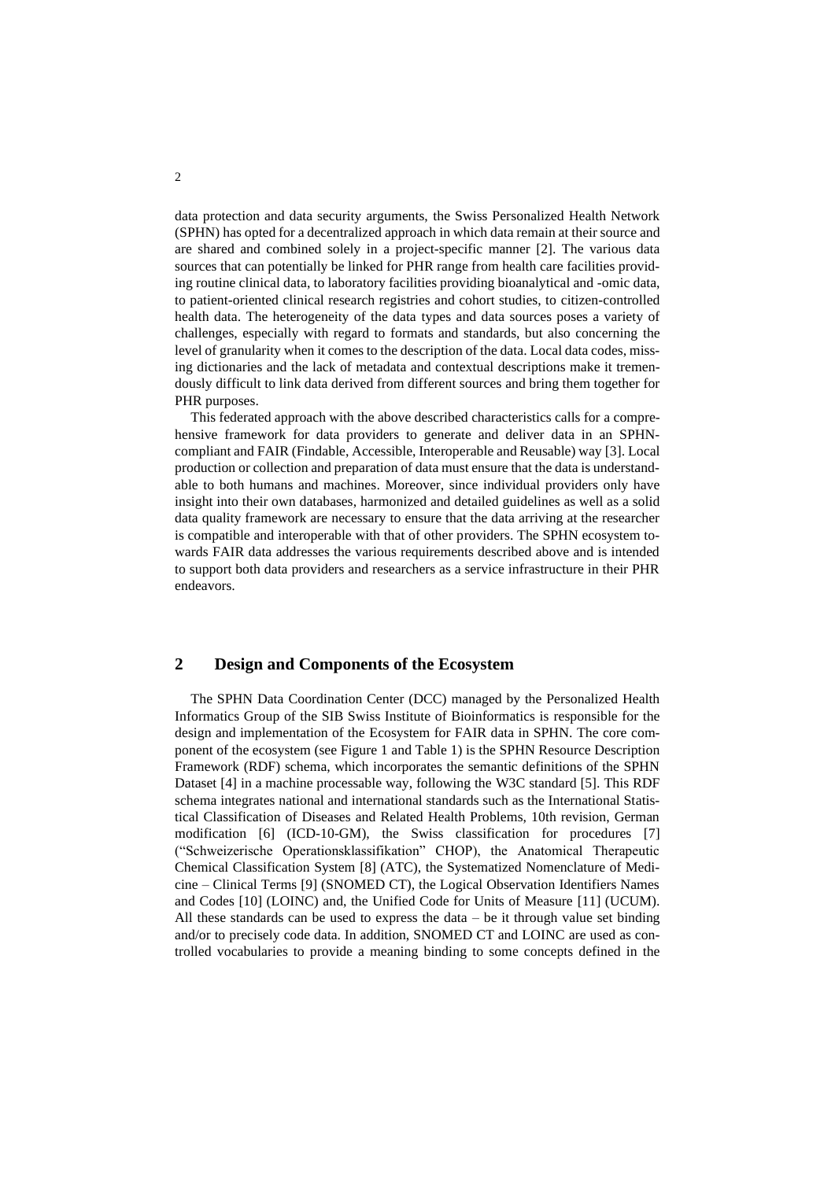data protection and data security arguments, the Swiss Personalized Health Network (SPHN) has opted for a decentralized approach in which data remain at their source and are shared and combined solely in a project-specific manner [2]. The various data sources that can potentially be linked for PHR range from health care facilities providing routine clinical data, to laboratory facilities providing bioanalytical and -omic data, to patient-oriented clinical research registries and cohort studies, to citizen-controlled health data. The heterogeneity of the data types and data sources poses a variety of challenges, especially with regard to formats and standards, but also concerning the level of granularity when it comes to the description of the data. Local data codes, missing dictionaries and the lack of metadata and contextual descriptions make it tremendously difficult to link data derived from different sources and bring them together for PHR purposes.

This federated approach with the above described characteristics calls for a comprehensive framework for data providers to generate and deliver data in an SPHN-compliant and FAIR (Findable, Accessible, Interoperable and Reusable) way [3]. Local production or collection and preparation of data must ensure that the data is understandable to both humans and machines. Moreover, since individual providers only have insight into their own databases, harmonized and detailed guidelines as well as a solid data quality framework are necessary to ensure that the data arriving at the researcher is compatible and interoperable with that of other providers. The SPHN ecosystem towards FAIR data addresses the various requirements described above and is intended to support both data providers and researchers as a service infrastructure in their PHR endeavors.

## 2 Design and Components of the Ecosystem

The SPHN Data Coordination Center (DCC) managed by the Personalized Health Informatics Group of the SIB Swiss Institute of Bioinformatics is responsible for the design and implementation of the Ecosystem for FAIR data in SPHN. The core component of the ecosystem (see Figure 1 and Table 1) is the SPHN Resource Description Framework (RDF) schema, which incorporates the semantic definitions of the SPHN Dataset [4] in a machine processable way, following the W3C standard [5]. This RDF schema integrates national and international standards such as the International Statistical Classification of Diseases and Related Health Problems, 10th revision, German modification [6] (ICD-10-GM), the Swiss classification for procedures [7] ("Schweizerische Operationsklassifikation" CHOP), the Anatomical Therapeutic Chemical Classification System [8] (ATC), the Systematized Nomenclature of Medicine – Clinical Terms [9] (SNOMED CT), the Logical Observation Identifiers Names and Codes [10] (LOINC) and, the Unified Code for Units of Measure [11] (UCUM). All these standards can be used to express the data – be it through value set binding and/or to precisely code data. In addition, SNOMED CT and LOINC are used as controlled vocabularies to provide a meaning binding to some concepts defined in the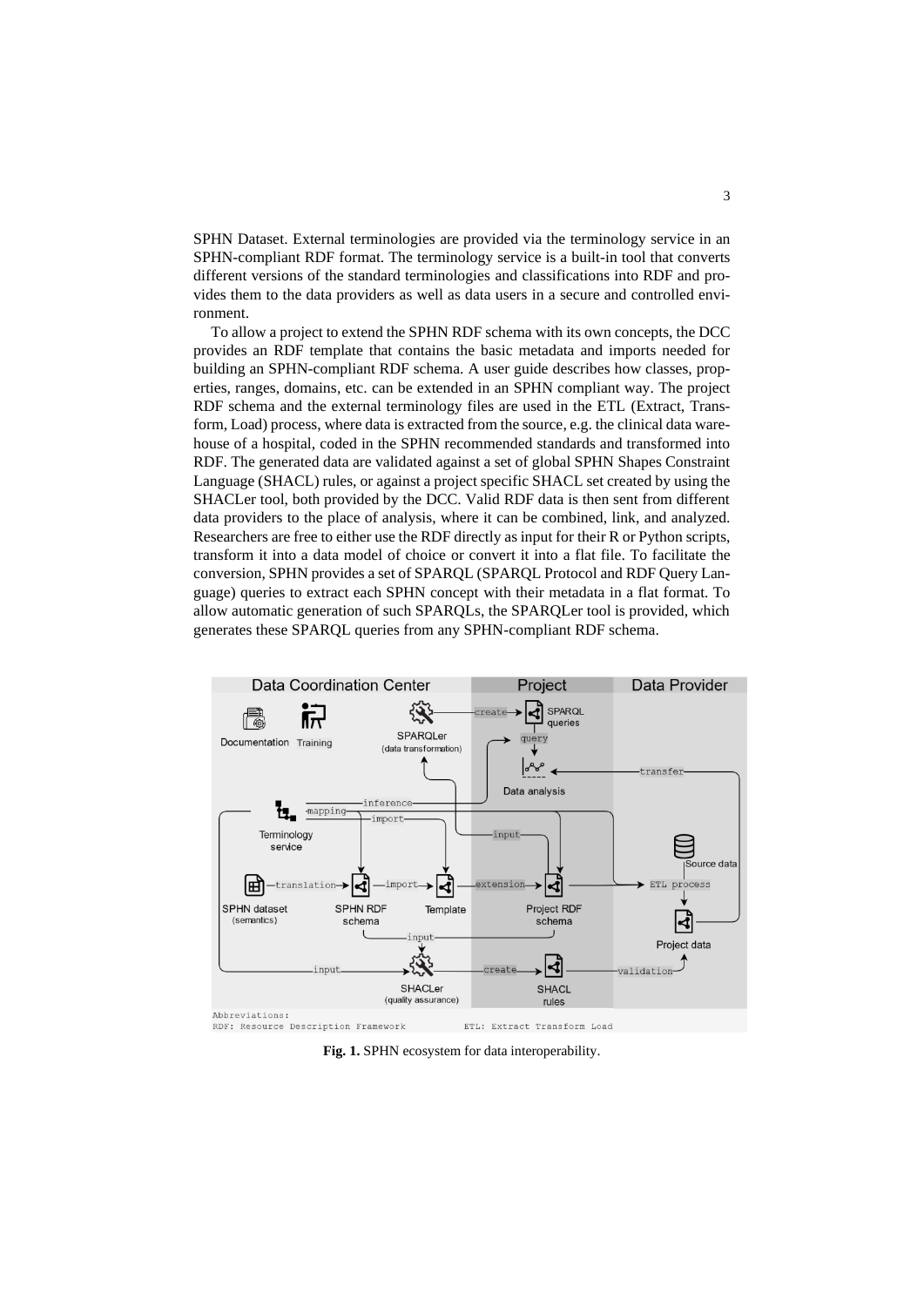SPHN Dataset. External terminologies are provided via the terminology service in an SPHN-compliant RDF format. The terminology service is a built-in tool that converts different versions of the standard terminologies and classifications into RDF and provides them to the data providers as well as data users in a secure and controlled environment.

To allow a project to extend the SPHN RDF schema with its own concepts, the DCC provides an RDF template that contains the basic metadata and imports needed for building an SPHN-compliant RDF schema. A user guide describes how classes, properties, ranges, domains, etc. can be extended in an SPHN compliant way. The project RDF schema and the external terminology files are used in the ETL (Extract, Transform, Load) process, where data is extracted from the source, e.g. the clinical data warehouse of a hospital, coded in the SPHN recommended standards and transformed into RDF. The generated data are validated against a set of global SPHN Shapes Constraint Language (SHACL) rules, or against a project specific SHACL set created by using the SHACLer tool, both provided by the DCC. Valid RDF data is then sent from different data providers to the place of analysis, where it can be combined, link, and analyzed. Researchers are free to either use the RDF directly as input for their R or Python scripts, transform it into a data model of choice or convert it into a flat file. To facilitate the conversion, SPHN provides a set of SPARQL (SPARQL Protocol and RDF Query Language) queries to extract each SPHN concept with their metadata in a flat format. To allow automatic generation of such SPARQLs, the SPARQLer tool is provided, which generates these SPARQL queries from any SPHN-compliant RDF schema.

**Fig. 1.** SPHN ecosystem for data interoperability.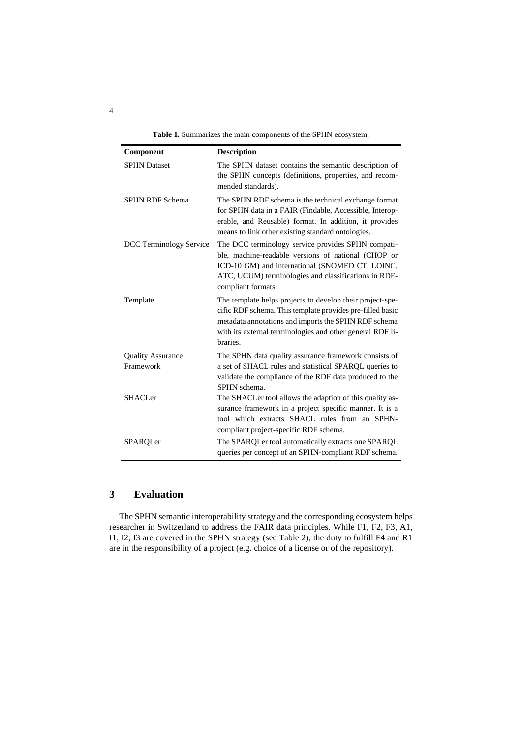**Table 1.** Summarizes the main components of the SPHN ecosystem.

| Component | Description |
| --- | --- |
| SPHN Dataset | The SPHN dataset contains the semantic description of the SPHN concepts (definitions, properties, and recommended standards). |
| SPHN RDF Schema | The SPHN RDF schema is the technical exchange format for SPHN data in a FAIR (Findable, Accessible, Interoperable, and Reusable) format. In addition, it provides means to link other existing standard ontologies. |
| DCC Terminology Service | The DCC terminology service provides SPHN compatible, machine-readable versions of national (CHOP or ICD-10 GM) and international (SNOMED CT, LOINC, ATC, UCUM) terminologies and classifications in RDF-compliant formats. |
| Template | The template helps projects to develop their project-specific RDF schema. This template provides pre-filled basic metadata annotations and imports the SPHN RDF schema with its external terminologies and other general RDF libraries. |
| Quality Assurance Framework | The SPHN data quality assurance framework consists of a set of SHACL rules and statistical SPARQL queries to validate the compliance of the RDF data produced to the SPHN schema. |
| SHACLer | The SHACLer tool allows the adaption of this quality assurance framework in a project specific manner. It is a tool which extracts SHACL rules from an SPHN-compliant project-specific RDF schema. |
| SPARQLer | The SPARQLer tool automatically extracts one SPARQL queries per concept of an SPHN-compliant RDF schema. |

# 3 Evaluation

The SPHN semantic interoperability strategy and the corresponding ecosystem helps researcher in Switzerland to address the FAIR data principles. While F1, F2, F3, A1, I1, I2, I3 are covered in the SPHN strategy (see Table 2), the duty to fulfill F4 and R1 are in the responsibility of a project (e.g. choice of a license or of the repository).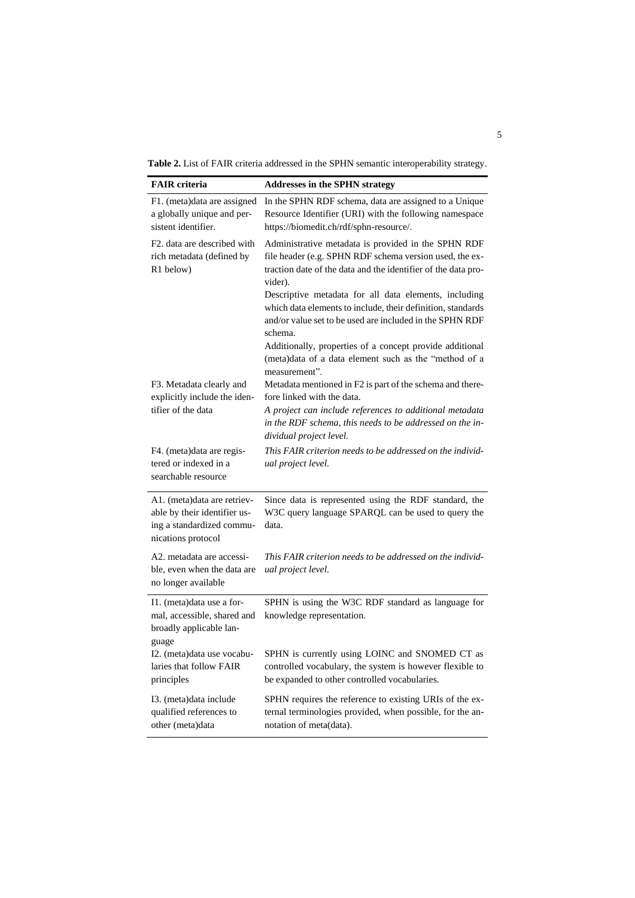**Table 2.** List of FAIR criteria addressed in the SPHN semantic interoperability strategy.

| FAIR criteria | Addresses in the SPHN strategy |
|---|---|
| F1. (meta)data are assigned a globally unique and persistent identifier. | In the SPHN RDF schema, data are assigned to a Unique Resource Identifier (URI) with the following namespace https://biomedit.ch/rdf/sphn-resource/. |
| F2. data are described with rich metadata (defined by R1 below) | Administrative metadata is provided in the SPHN RDF file header (e.g. SPHN RDF schema version used, the extraction date of the data and the identifier of the data provider).<br>Descriptive metadata for all data elements, including which data elements to include, their definition, standards and/or value set to be used are included in the SPHN RDF schema.<br>Additionally, properties of a concept provide additional (meta)data of a data element such as the "method of a measurement". |
| F3. Metadata clearly and explicitly include the identifier of the data | Metadata mentioned in F2 is part of the schema and therefore linked with the data.<br>*A project can include references to additional metadata in the RDF schema, this needs to be addressed on the individual project level.* |
| F4. (meta)data are registered or indexed in a searchable resource | *This FAIR criterion needs to be addressed on the individual project level.* |
| A1. (meta)data are retrievable by their identifier using a standardized communications protocol | Since data is represented using the RDF standard, the W3C query language SPARQL can be used to query the data. |
| A2. metadata are accessible, even when the data are no longer available | *This FAIR criterion needs to be addressed on the individual project level.* |
| I1. (meta)data use a formal, accessible, shared and broadly applicable language | SPHN is using the W3C RDF standard as language for knowledge representation. |
| I2. (meta)data use vocabularies that follow FAIR principles | SPHN is currently using LOINC and SNOMED CT as controlled vocabulary, the system is however flexible to be expanded to other controlled vocabularies. |
| I3. (meta)data include qualified references to other (meta)data | SPHN requires the reference to existing URIs of the external terminologies provided, when possible, for the annotation of meta(data). |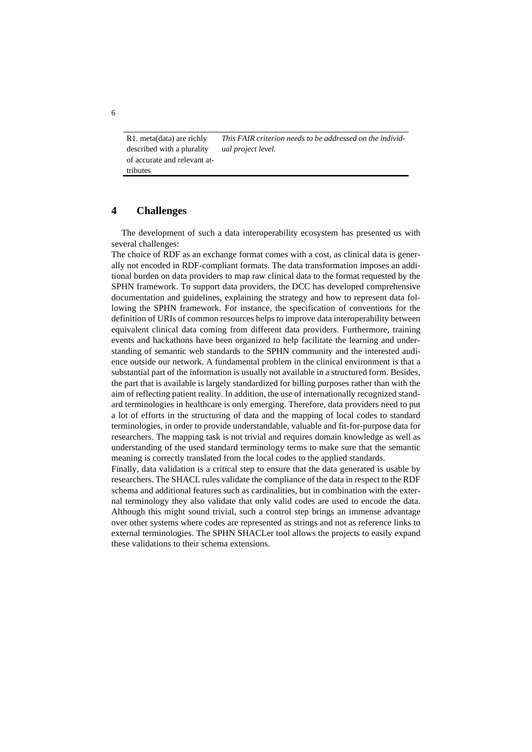| | |
|---|---|
| R1. meta(data) are richly described with a plurality of accurate and relevant attributes | *This FAIR criterion needs to be addressed on the individual project level.* |

## 4 Challenges

The development of such a data interoperability ecosystem has presented us with several challenges:

The choice of RDF as an exchange format comes with a cost, as clinical data is generally not encoded in RDF-compliant formats. The data transformation imposes an additional burden on data providers to map raw clinical data to the format requested by the SPHN framework. To support data providers, the DCC has developed comprehensive documentation and guidelines, explaining the strategy and how to represent data following the SPHN framework. For instance, the specification of conventions for the definition of URIs of common resources helps to improve data interoperability between equivalent clinical data coming from different data providers. Furthermore, training events and hackathons have been organized to help facilitate the learning and understanding of semantic web standards to the SPHN community and the interested audience outside our network. A fundamental problem in the clinical environment is that a substantial part of the information is usually not available in a structured form. Besides, the part that is available is largely standardized for billing purposes rather than with the aim of reflecting patient reality. In addition, the use of internationally recognized standard terminologies in healthcare is only emerging. Therefore, data providers need to put a lot of efforts in the structuring of data and the mapping of local codes to standard terminologies, in order to provide understandable, valuable and fit-for-purpose data for researchers. The mapping task is not trivial and requires domain knowledge as well as understanding of the used standard terminology terms to make sure that the semantic meaning is correctly translated from the local codes to the applied standards.

Finally, data validation is a critical step to ensure that the data generated is usable by researchers. The SHACL rules validate the compliance of the data in respect to the RDF schema and additional features such as cardinalities, but in combination with the external terminology they also validate that only valid codes are used to encode the data. Although this might sound trivial, such a control step brings an immense advantage over other systems where codes are represented as strings and not as reference links to external terminologies. The SPHN SHACLer tool allows the projects to easily expand these validations to their schema extensions.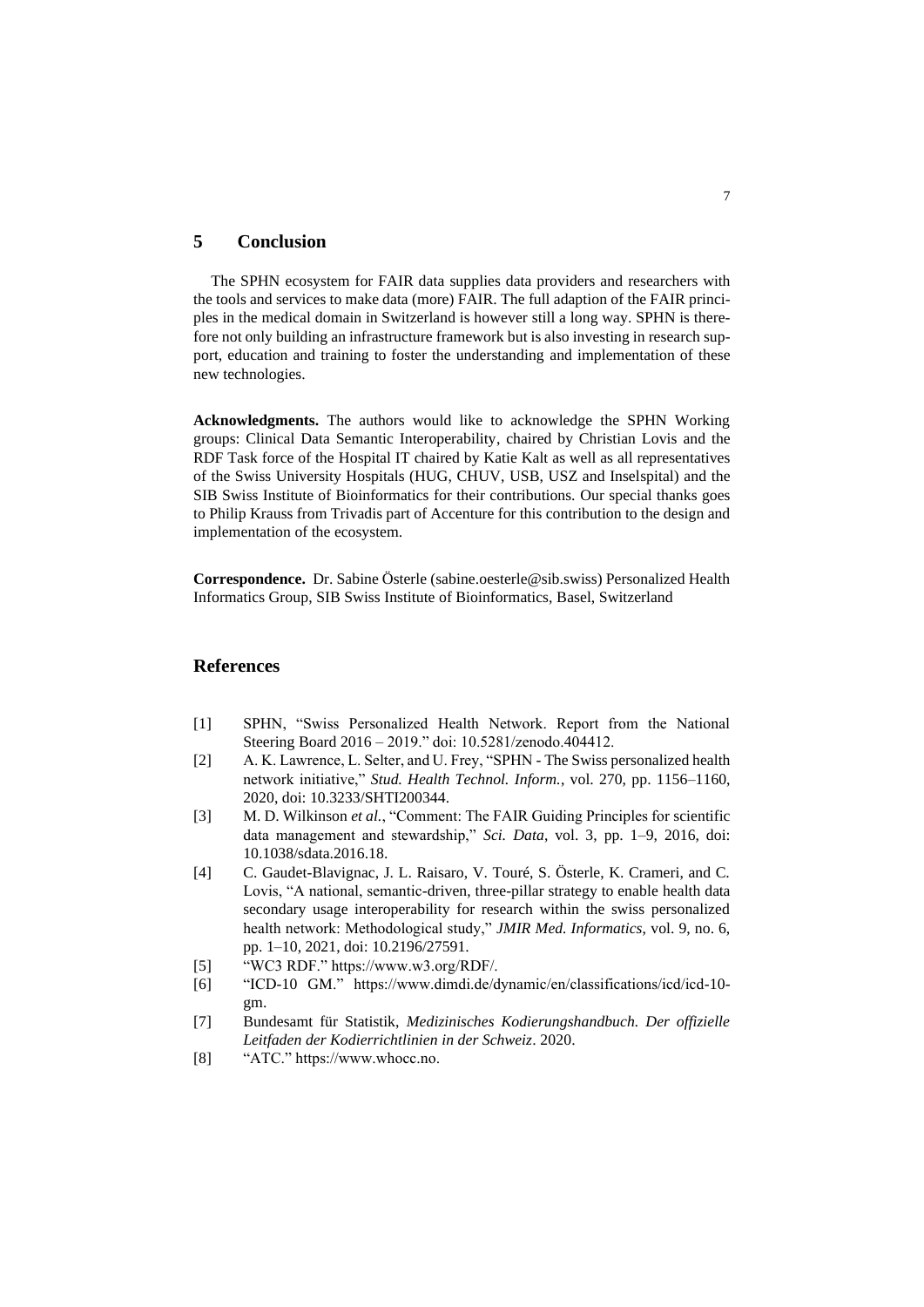## 5 Conclusion

The SPHN ecosystem for FAIR data supplies data providers and researchers with the tools and services to make data (more) FAIR. The full adaption of the FAIR principles in the medical domain in Switzerland is however still a long way. SPHN is therefore not only building an infrastructure framework but is also investing in research support, education and training to foster the understanding and implementation of these new technologies.

**Acknowledgments.** The authors would like to acknowledge the SPHN Working groups: Clinical Data Semantic Interoperability, chaired by Christian Lovis and the RDF Task force of the Hospital IT chaired by Katie Kalt as well as all representatives of the Swiss University Hospitals (HUG, CHUV, USB, USZ and Inselspital) and the SIB Swiss Institute of Bioinformatics for their contributions. Our special thanks goes to Philip Krauss from Trivadis part of Accenture for this contribution to the design and implementation of the ecosystem.

**Correspondence.** Dr. Sabine Österle (sabine.oesterle@sib.swiss) Personalized Health Informatics Group, SIB Swiss Institute of Bioinformatics, Basel, Switzerland

## References

[1] SPHN, "Swiss Personalized Health Network. Report from the National Steering Board 2016 – 2019." doi: 10.5281/zenodo.404412.

[2] A. K. Lawrence, L. Selter, and U. Frey, "SPHN - The Swiss personalized health network initiative," *Stud. Health Technol. Inform.*, vol. 270, pp. 1156–1160, 2020, doi: 10.3233/SHTI200344.

[3] M. D. Wilkinson *et al.*, "Comment: The FAIR Guiding Principles for scientific data management and stewardship," *Sci. Data*, vol. 3, pp. 1–9, 2016, doi: 10.1038/sdata.2016.18.

[4] C. Gaudet-Blavignac, J. L. Raisaro, V. Touré, S. Österle, K. Crameri, and C. Lovis, "A national, semantic-driven, three-pillar strategy to enable health data secondary usage interoperability for research within the swiss personalized health network: Methodological study," *JMIR Med. Informatics*, vol. 9, no. 6, pp. 1–10, 2021, doi: 10.2196/27591.

[5] "WC3 RDF." https://www.w3.org/RDF/.

[6] "ICD-10 GM." https://www.dimdi.de/dynamic/en/classifications/icd/icd-10-gm.

[7] Bundesamt für Statistik, *Medizinisches Kodierungshandbuch. Der offizielle Leitfaden der Kodierrichtlinien in der Schweiz*. 2020.

[8] "ATC." https://www.whocc.no.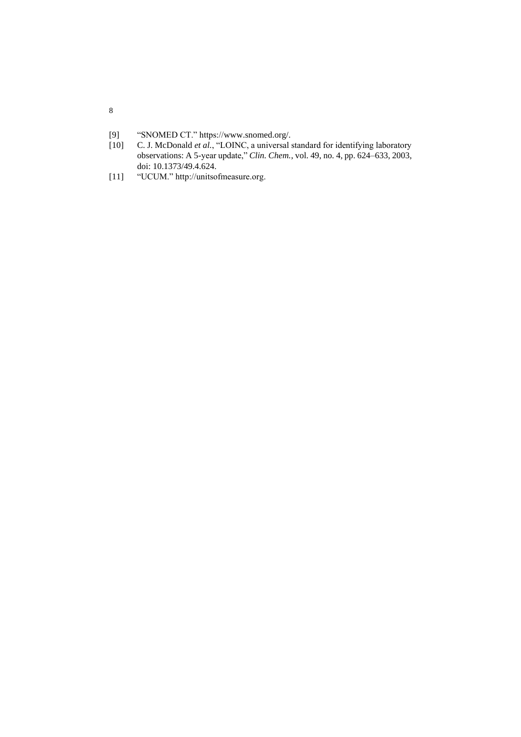[9] "SNOMED CT." https://www.snomed.org/.

[10] C. J. McDonald *et al.*, "LOINC, a universal standard for identifying laboratory observations: A 5-year update," *Clin. Chem.*, vol. 49, no. 4, pp. 624–633, 2003, doi: 10.1373/49.4.624.

[11] "UCUM." http://unitsofmeasure.org.